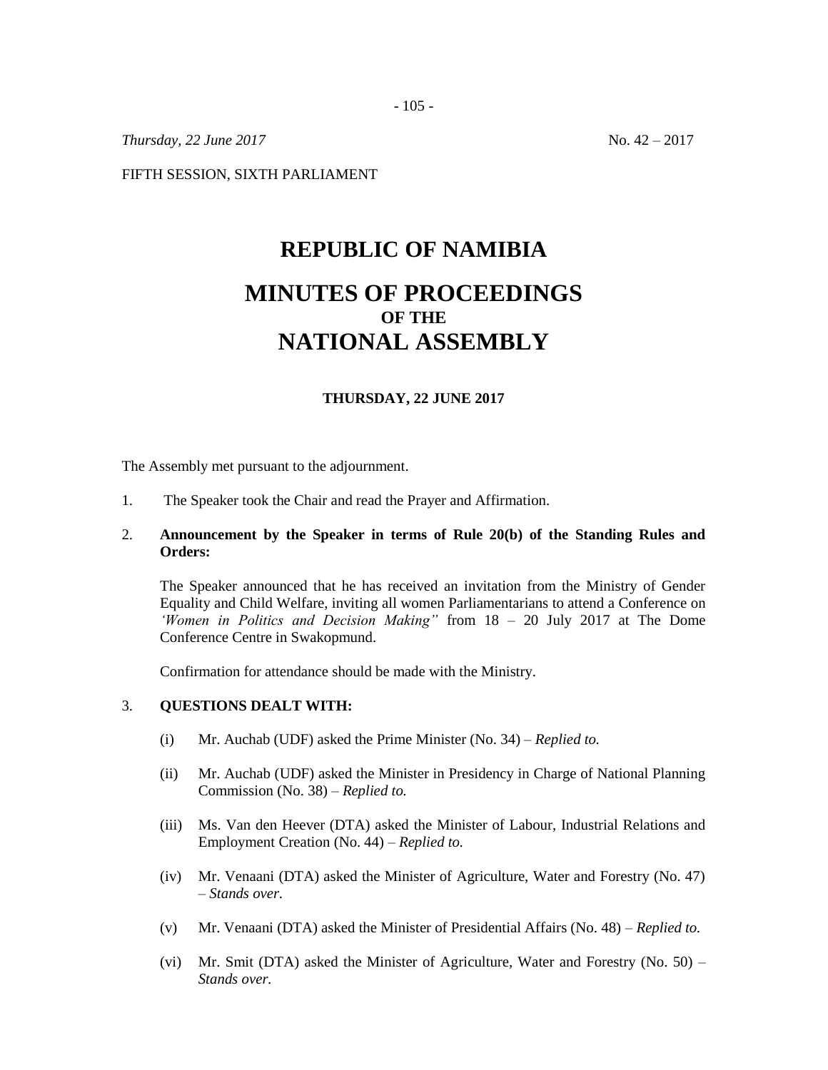*Thursday, 22 June 2017* No. 42 – 2017

FIFTH SESSION, SIXTH PARLIAMENT

# REPUBLIC OF NAMIBIA

# MINUTES OF PROCEEDINGS
### OF THE
# NATIONAL ASSEMBLY

**THURSDAY, 22 JUNE 2017**

The Assembly met pursuant to the adjournment.

1. The Speaker took the Chair and read the Prayer and Affirmation.

2. **Announcement by the Speaker in terms of Rule 20(b) of the Standing Rules and Orders:**

   The Speaker announced that he has received an invitation from the Ministry of Gender Equality and Child Welfare, inviting all women Parliamentarians to attend a Conference on *'Women in Politics and Decision Making"* from 18 – 20 July 2017 at The Dome Conference Centre in Swakopmund.

   Confirmation for attendance should be made with the Ministry.

3. **QUESTIONS DEALT WITH:**

   (i) Mr. Auchab (UDF) asked the Prime Minister (No. 34) – *Replied to.*

   (ii) Mr. Auchab (UDF) asked the Minister in Presidency in Charge of National Planning Commission (No. 38) – *Replied to.*

   (iii) Ms. Van den Heever (DTA) asked the Minister of Labour, Industrial Relations and Employment Creation (No. 44) – *Replied to.*

   (iv) Mr. Venaani (DTA) asked the Minister of Agriculture, Water and Forestry (No. 47) – *Stands over.*

   (v) Mr. Venaani (DTA) asked the Minister of Presidential Affairs (No. 48) – *Replied to.*

   (vi) Mr. Smit (DTA) asked the Minister of Agriculture, Water and Forestry (No. 50) – *Stands over.*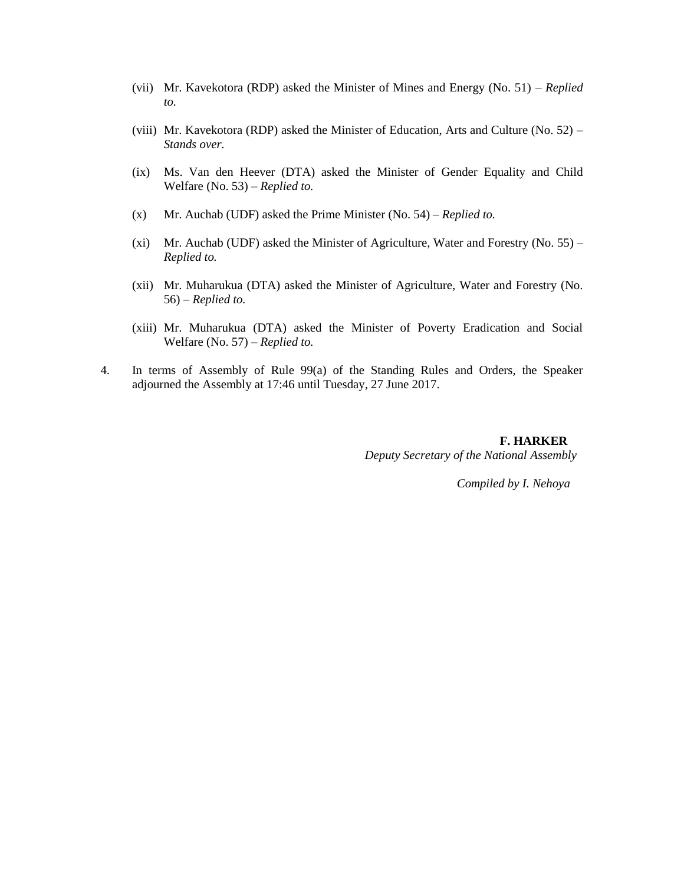(vii) Mr. Kavekotora (RDP) asked the Minister of Mines and Energy (No. 51) – *Replied to.*

(viii) Mr. Kavekotora (RDP) asked the Minister of Education, Arts and Culture (No. 52) – *Stands over*.

(ix) Ms. Van den Heever (DTA) asked the Minister of Gender Equality and Child Welfare (No. 53) – *Replied to.*

(x) Mr. Auchab (UDF) asked the Prime Minister (No. 54) – *Replied to.*

(xi) Mr. Auchab (UDF) asked the Minister of Agriculture, Water and Forestry (No. 55) – *Replied to.*

(xii) Mr. Muharukua (DTA) asked the Minister of Agriculture, Water and Forestry (No. 56) – *Replied to.*

(xiii) Mr. Muharukua (DTA) asked the Minister of Poverty Eradication and Social Welfare (No. 57) – *Replied to.*

4. In terms of Assembly of Rule 99(a) of the Standing Rules and Orders, the Speaker adjourned the Assembly at 17:46 until Tuesday, 27 June 2017.

**F. HARKER**
*Deputy Secretary of the National Assembly*

*Compiled by I. Nehoya*